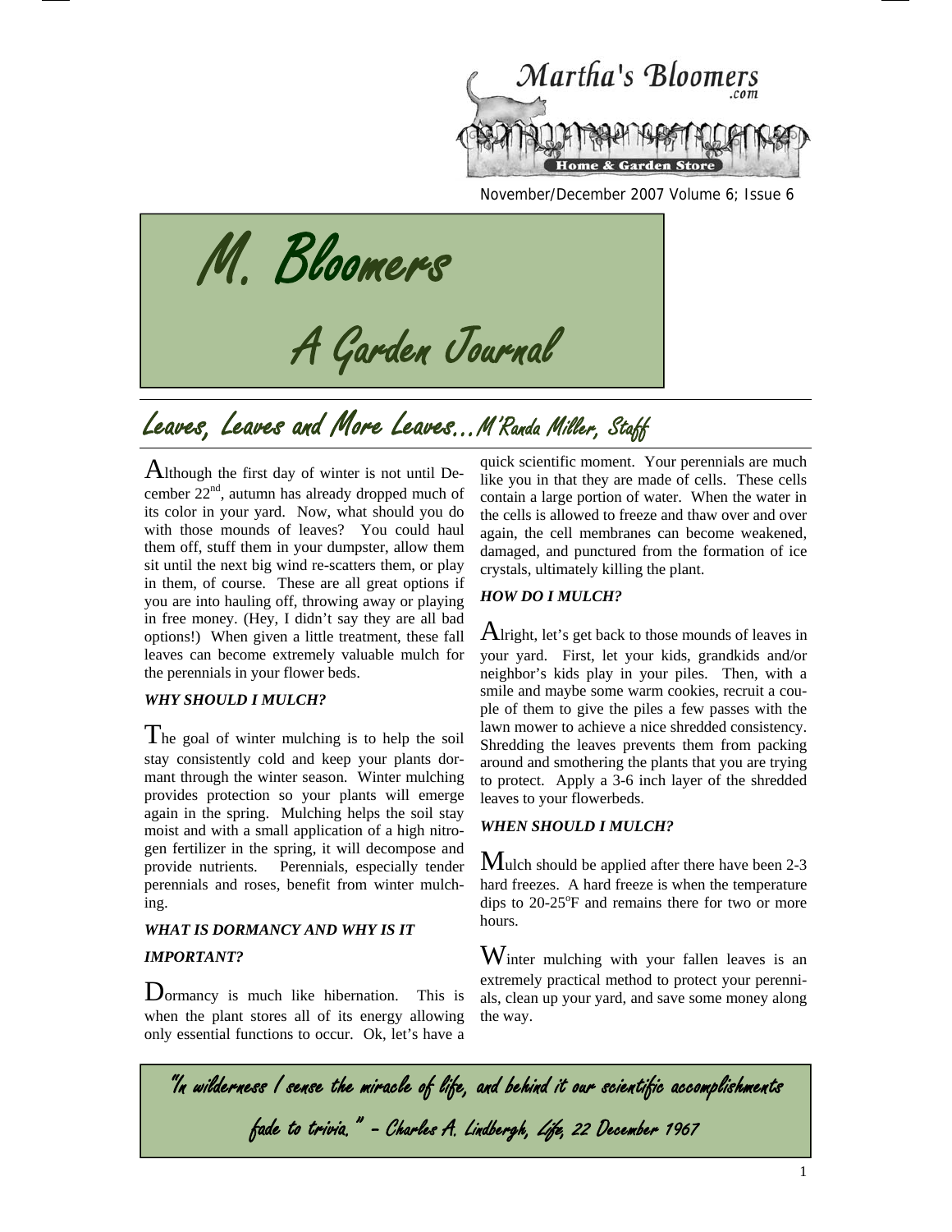Martha's Bloomers .com

Home & Garden Store

November/December 2007 Volume 6; Issue 6

# M. Bloomers

# A Garden Journal

## Leaves, Leaves and More Leaves…M'Randa Miller, Staff

Although the first day of winter is not until December 22nd, autumn has already dropped much of its color in your yard. Now, what should you do with those mounds of leaves? You could haul them off, stuff them in your dumpster, allow them sit until the next big wind re-scatters them, or play in them, of course. These are all great options if you are into hauling off, throwing away or playing in free money. (Hey, I didn't say they are all bad options!) When given a little treatment, these fall leaves can become extremely valuable mulch for the perennials in your flower beds.

***WHY SHOULD I MULCH?***

The goal of winter mulching is to help the soil stay consistently cold and keep your plants dormant through the winter season. Winter mulching provides protection so your plants will emerge again in the spring. Mulching helps the soil stay moist and with a small application of a high nitrogen fertilizer in the spring, it will decompose and provide nutrients. Perennials, especially tender perennials and roses, benefit from winter mulching.

***WHAT IS DORMANCY AND WHY IS IT IMPORTANT?***

Dormancy is much like hibernation. This is when the plant stores all of its energy allowing only essential functions to occur. Ok, let's have a quick scientific moment. Your perennials are much like you in that they are made of cells. These cells contain a large portion of water. When the water in the cells is allowed to freeze and thaw over and over again, the cell membranes can become weakened, damaged, and punctured from the formation of ice crystals, ultimately killing the plant.

***HOW DO I MULCH?***

Alright, let's get back to those mounds of leaves in your yard. First, let your kids, grandkids and/or neighbor's kids play in your piles. Then, with a smile and maybe some warm cookies, recruit a couple of them to give the piles a few passes with the lawn mower to achieve a nice shredded consistency. Shredding the leaves prevents them from packing around and smothering the plants that you are trying to protect. Apply a 3-6 inch layer of the shredded leaves to your flowerbeds.

***WHEN SHOULD I MULCH?***

Mulch should be applied after there have been 2-3 hard freezes. A hard freeze is when the temperature dips to 20-25°F and remains there for two or more hours.

Winter mulching with your fallen leaves is an extremely practical method to protect your perennials, clean up your yard, and save some money along the way.

"In wilderness I sense the miracle of life, and behind it our scientific accomplishments fade to trivia." – Charles A. Lindbergh, Life, 22 December 1967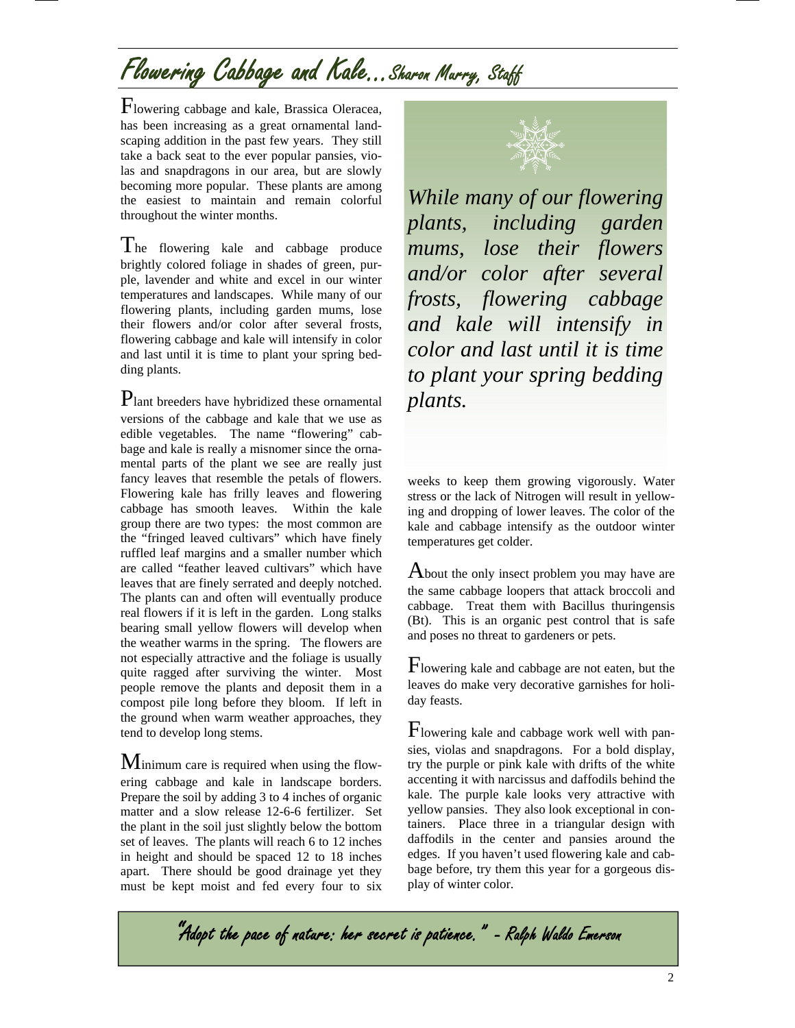# Flowering Cabbage and Kale...Sharon Murry, Staff

Flowering cabbage and kale, Brassica Oleracea, has been increasing as a great ornamental landscaping addition in the past few years. They still take a back seat to the ever popular pansies, violas and snapdragons in our area, but are slowly becoming more popular. These plants are among the easiest to maintain and remain colorful throughout the winter months.

The flowering kale and cabbage produce brightly colored foliage in shades of green, purple, lavender and white and excel in our winter temperatures and landscapes. While many of our flowering plants, including garden mums, lose their flowers and/or color after several frosts, flowering cabbage and kale will intensify in color and last until it is time to plant your spring bedding plants.

Plant breeders have hybridized these ornamental versions of the cabbage and kale that we use as edible vegetables. The name "flowering" cabbage and kale is really a misnomer since the ornamental parts of the plant we see are really just fancy leaves that resemble the petals of flowers. Flowering kale has frilly leaves and flowering cabbage has smooth leaves. Within the kale group there are two types: the most common are the "fringed leaved cultivars" which have finely ruffled leaf margins and a smaller number which are called "feather leaved cultivars" which have leaves that are finely serrated and deeply notched. The plants can and often will eventually produce real flowers if it is left in the garden. Long stalks bearing small yellow flowers will develop when the weather warms in the spring. The flowers are not especially attractive and the foliage is usually quite ragged after surviving the winter. Most people remove the plants and deposit them in a compost pile long before they bloom. If left in the ground when warm weather approaches, they tend to develop long stems.

Minimum care is required when using the flowering cabbage and kale in landscape borders. Prepare the soil by adding 3 to 4 inches of organic matter and a slow release 12-6-6 fertilizer. Set the plant in the soil just slightly below the bottom set of leaves. The plants will reach 6 to 12 inches in height and should be spaced 12 to 18 inches apart. There should be good drainage yet they must be kept moist and fed every four to six weeks to keep them growing vigorously. Water stress or the lack of Nitrogen will result in yellowing and dropping of lower leaves. The color of the kale and cabbage intensify as the outdoor winter temperatures get colder.

*While many of our flowering plants, including garden mums, lose their flowers and/or color after several frosts, flowering cabbage and kale will intensify in color and last until it is time to plant your spring bedding plants.*

About the only insect problem you may have are the same cabbage loopers that attack broccoli and cabbage. Treat them with Bacillus thuringensis (Bt). This is an organic pest control that is safe and poses no threat to gardeners or pets.

Flowering kale and cabbage are not eaten, but the leaves do make very decorative garnishes for holiday feasts.

Flowering kale and cabbage work well with pansies, violas and snapdragons. For a bold display, try the purple or pink kale with drifts of the white accenting it with narcissus and daffodils behind the kale. The purple kale looks very attractive with yellow pansies. They also look exceptional in containers. Place three in a triangular design with daffodils in the center and pansies around the edges. If you haven't used flowering kale and cabbage before, try them this year for a gorgeous display of winter color.

"Adopt the pace of nature: her secret is patience." - Ralph Waldo Emerson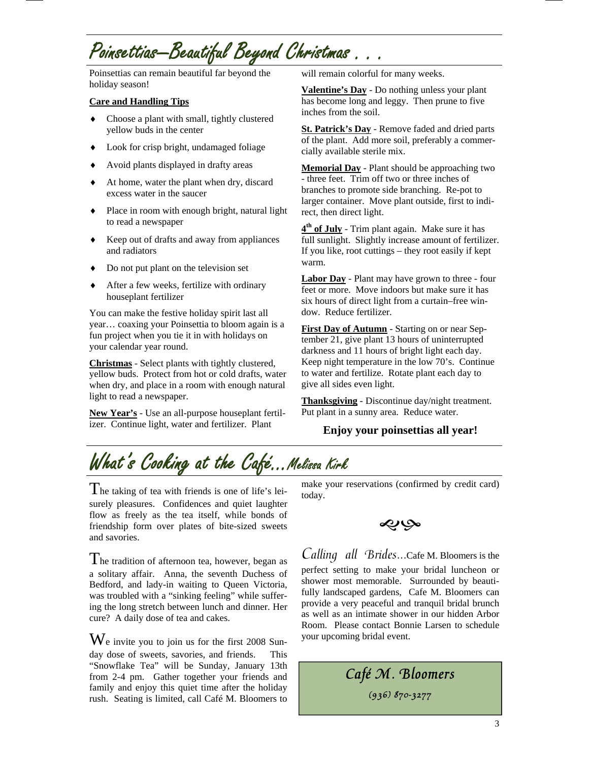# Poinsettias—Beautiful Beyond Christmas . . .

Poinsettias can remain beautiful far beyond the holiday season!

**Care and Handling Tips**

- Choose a plant with small, tightly clustered yellow buds in the center
- Look for crisp bright, undamaged foliage
- Avoid plants displayed in drafty areas
- At home, water the plant when dry, discard excess water in the saucer
- Place in room with enough bright, natural light to read a newspaper
- Keep out of drafts and away from appliances and radiators
- Do not put plant on the television set
- After a few weeks, fertilize with ordinary houseplant fertilizer

You can make the festive holiday spirit last all year… coaxing your Poinsettia to bloom again is a fun project when you tie it in with holidays on your calendar year round.

**Christmas** - Select plants with tightly clustered, yellow buds. Protect from hot or cold drafts, water when dry, and place in a room with enough natural light to read a newspaper.

**New Year's** - Use an all-purpose houseplant fertilizer. Continue light, water and fertilizer. Plant will remain colorful for many weeks.

**Valentine's Day** - Do nothing unless your plant has become long and leggy. Then prune to five inches from the soil.

**St. Patrick's Day** - Remove faded and dried parts of the plant. Add more soil, preferably a commercially available sterile mix.

**Memorial Day** - Plant should be approaching two - three feet. Trim off two or three inches of branches to promote side branching. Re-pot to larger container. Move plant outside, first to indirect, then direct light.

**4th of July** - Trim plant again. Make sure it has full sunlight. Slightly increase amount of fertilizer. If you like, root cuttings – they root easily if kept warm.

**Labor Day** - Plant may have grown to three - four feet or more. Move indoors but make sure it has six hours of direct light from a curtain–free window. Reduce fertilizer.

**First Day of Autumn** - Starting on or near September 21, give plant 13 hours of uninterrupted darkness and 11 hours of bright light each day. Keep night temperature in the low 70's. Continue to water and fertilize. Rotate plant each day to give all sides even light.

**Thanksgiving** - Discontinue day/night treatment. Put plant in a sunny area. Reduce water.

**Enjoy your poinsettias all year!**

# What's Cooking at the Café…*Melissa Kirk*

The taking of tea with friends is one of life's leisurely pleasures. Confidences and quiet laughter flow as freely as the tea itself, while bonds of friendship form over plates of bite-sized sweets and savories.

The tradition of afternoon tea, however, began as a solitary affair. Anna, the seventh Duchess of Bedford, and lady-in waiting to Queen Victoria, was troubled with a "sinking feeling" while suffering the long stretch between lunch and dinner. Her cure? A daily dose of tea and cakes.

We invite you to join us for the first 2008 Sunday dose of sweets, savories, and friends. This "Snowflake Tea" will be Sunday, January 13th from 2-4 pm. Gather together your friends and family and enjoy this quiet time after the holiday rush. Seating is limited, call Café M. Bloomers to make your reservations (confirmed by credit card) today.

*Calling all Brides…*Cafe M. Bloomers is the perfect setting to make your bridal luncheon or shower most memorable. Surrounded by beautifully landscaped gardens, Cafe M. Bloomers can provide a very peaceful and tranquil bridal brunch as well as an intimate shower in our hidden Arbor Room. Please contact Bonnie Larsen to schedule your upcoming bridal event.

*Café M. Bloomers*

*(936) 870-3277*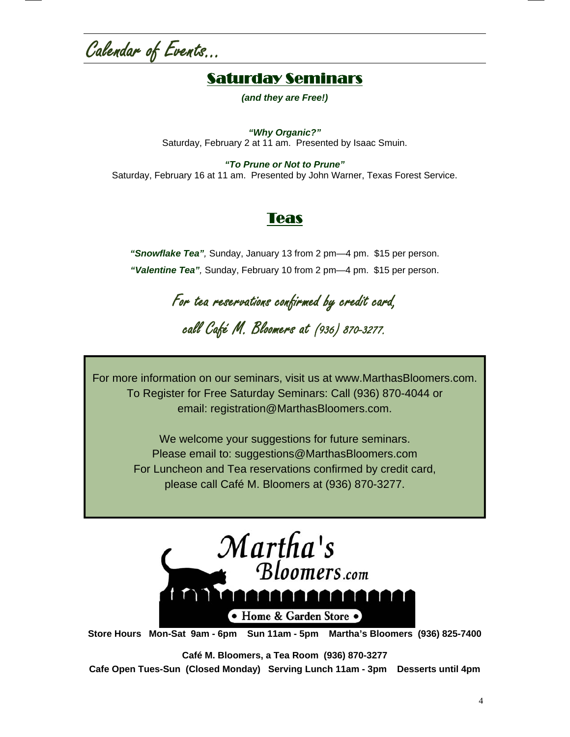# Calendar of Events...

## Saturday Seminars

***(and they are Free!)***

***"Why Organic?"***
Saturday, February 2 at 11 am. Presented by Isaac Smuin.

***"To Prune or Not to Prune"***
Saturday, February 16 at 11 am. Presented by John Warner, Texas Forest Service.

## Teas

***"Snowflake Tea",*** Sunday, January 13 from 2 pm—4 pm. $15 per person.

***"Valentine Tea",*** Sunday, February 10 from 2 pm—4 pm. $15 per person.

*For tea reservations confirmed by credit card,*
*call Café M. Bloomers at (936) 870-3277.*

For more information on our seminars, visit us at www.MarthasBloomers.com.
To Register for Free Saturday Seminars: Call (936) 870-4044 or
email: registration@MarthasBloomers.com.

We welcome your suggestions for future seminars.
Please email to: suggestions@MarthasBloomers.com
For Luncheon and Tea reservations confirmed by credit card,
please call Café M. Bloomers at (936) 870-3277.

Martha's Bloomers.com
• Home & Garden Store •

**Store Hours Mon-Sat 9am - 6pm Sun 11am - 5pm Martha's Bloomers (936) 825-7400**

**Café M. Bloomers, a Tea Room (936) 870-3277**
**Cafe Open Tues-Sun (Closed Monday) Serving Lunch 11am - 3pm Desserts until 4pm**